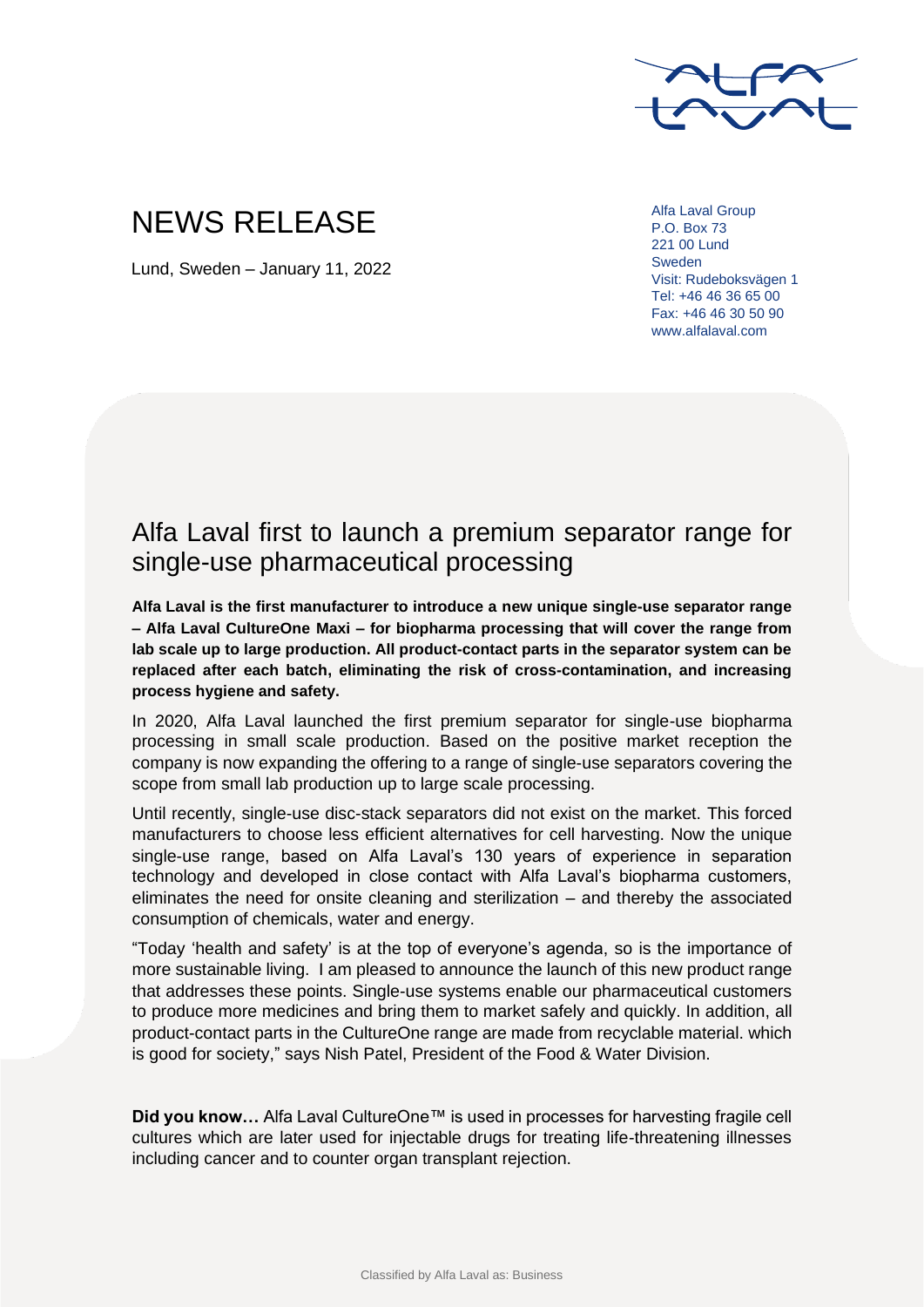# NEWS RELEASE

Lund, Sweden – January 11, 2022

Alfa Laval Group
P.O. Box 73
221 00 Lund
Sweden
Visit: Rudeboksvägen 1
Tel: +46 46 36 65 00
Fax: +46 46 30 50 90
www.alfalaval.com

## Alfa Laval first to launch a premium separator range for single-use pharmaceutical processing

**Alfa Laval is the first manufacturer to introduce a new unique single-use separator range – Alfa Laval CultureOne Maxi – for biopharma processing that will cover the range from lab scale up to large production. All product-contact parts in the separator system can be replaced after each batch, eliminating the risk of cross-contamination, and increasing process hygiene and safety.**

In 2020, Alfa Laval launched the first premium separator for single-use biopharma processing in small scale production. Based on the positive market reception the company is now expanding the offering to a range of single-use separators covering the scope from small lab production up to large scale processing.

Until recently, single-use disc-stack separators did not exist on the market. This forced manufacturers to choose less efficient alternatives for cell harvesting. Now the unique single-use range, based on Alfa Laval's 130 years of experience in separation technology and developed in close contact with Alfa Laval's biopharma customers, eliminates the need for onsite cleaning and sterilization – and thereby the associated consumption of chemicals, water and energy.

"Today 'health and safety' is at the top of everyone's agenda, so is the importance of more sustainable living. I am pleased to announce the launch of this new product range that addresses these points. Single-use systems enable our pharmaceutical customers to produce more medicines and bring them to market safely and quickly. In addition, all product-contact parts in the CultureOne range are made from recyclable material. which is good for society," says Nish Patel, President of the Food & Water Division.

**Did you know…** Alfa Laval CultureOne™ is used in processes for harvesting fragile cell cultures which are later used for injectable drugs for treating life-threatening illnesses including cancer and to counter organ transplant rejection.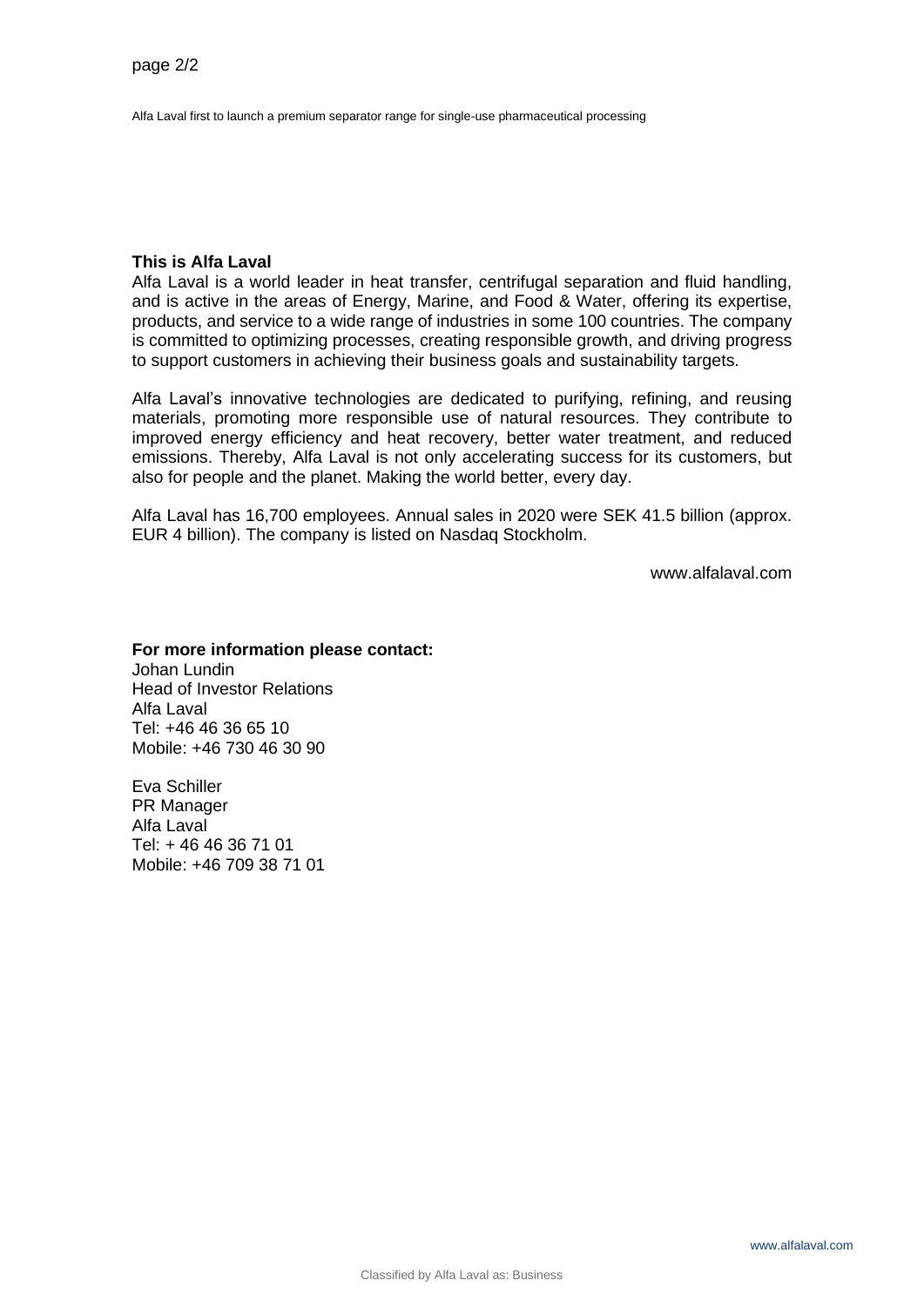### This is Alfa Laval

Alfa Laval is a world leader in heat transfer, centrifugal separation and fluid handling, and is active in the areas of Energy, Marine, and Food & Water, offering its expertise, products, and service to a wide range of industries in some 100 countries. The company is committed to optimizing processes, creating responsible growth, and driving progress to support customers in achieving their business goals and sustainability targets.

Alfa Laval's innovative technologies are dedicated to purifying, refining, and reusing materials, promoting more responsible use of natural resources. They contribute to improved energy efficiency and heat recovery, better water treatment, and reduced emissions. Thereby, Alfa Laval is not only accelerating success for its customers, but also for people and the planet. Making the world better, every day.

Alfa Laval has 16,700 employees. Annual sales in 2020 were SEK 41.5 billion (approx. EUR 4 billion). The company is listed on Nasdaq Stockholm.

www.alfalaval.com

**For more information please contact:**

Johan Lundin
Head of Investor Relations
Alfa Laval
Tel: +46 46 36 65 10
Mobile: +46 730 46 30 90

Eva Schiller
PR Manager
Alfa Laval
Tel: + 46 46 36 71 01
Mobile: +46 709 38 71 01